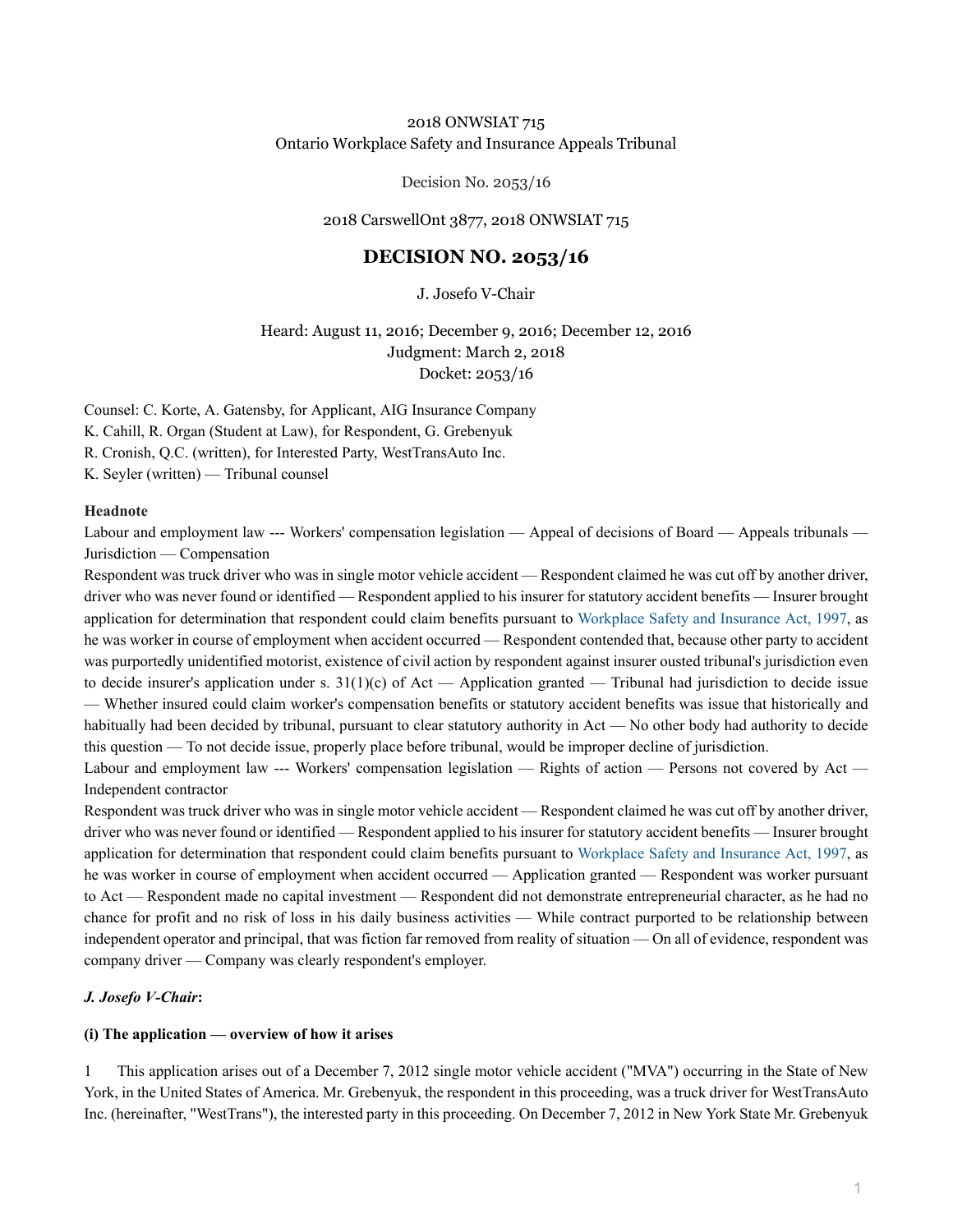2018 ONWSIAT 715
Ontario Workplace Safety and Insurance Appeals Tribunal

Decision No. 2053/16

2018 CarswellOnt 3877, 2018 ONWSIAT 715

# DECISION NO. 2053/16

J. Josefo V-Chair

Heard: August 11, 2016; December 9, 2016; December 12, 2016
Judgment: March 2, 2018
Docket: 2053/16

Counsel: C. Korte, A. Gatensby, for Applicant, AIG Insurance Company
K. Cahill, R. Organ (Student at Law), for Respondent, G. Grebenyuk
R. Cronish, Q.C. (written), for Interested Party, WestTransAuto Inc.
K. Seyler (written) — Tribunal counsel

**Headnote**

Labour and employment law --- Workers' compensation legislation — Appeal of decisions of Board — Appeals tribunals — Jurisdiction — Compensation

Respondent was truck driver who was in single motor vehicle accident — Respondent claimed he was cut off by another driver, driver who was never found or identified — Respondent applied to his insurer for statutory accident benefits — Insurer brought application for determination that respondent could claim benefits pursuant to Workplace Safety and Insurance Act, 1997, as he was worker in course of employment when accident occurred — Respondent contended that, because other party to accident was purportedly unidentified motorist, existence of civil action by respondent against insurer ousted tribunal's jurisdiction even to decide insurer's application under s. 31(1)(c) of Act — Application granted — Tribunal had jurisdiction to decide issue — Whether insured could claim worker's compensation benefits or statutory accident benefits was issue that historically and habitually had been decided by tribunal, pursuant to clear statutory authority in Act — No other body had authority to decide this question — To not decide issue, properly place before tribunal, would be improper decline of jurisdiction.

Labour and employment law --- Workers' compensation legislation — Rights of action — Persons not covered by Act — Independent contractor

Respondent was truck driver who was in single motor vehicle accident — Respondent claimed he was cut off by another driver, driver who was never found or identified — Respondent applied to his insurer for statutory accident benefits — Insurer brought application for determination that respondent could claim benefits pursuant to Workplace Safety and Insurance Act, 1997, as he was worker in course of employment when accident occurred — Application granted — Respondent was worker pursuant to Act — Respondent made no capital investment — Respondent did not demonstrate entrepreneurial character, as he had no chance for profit and no risk of loss in his daily business activities — While contract purported to be relationship between independent operator and principal, that was fiction far removed from reality of situation — On all of evidence, respondent was company driver — Company was clearly respondent's employer.

***J. Josefo V-Chair*:**

**(i) The application — overview of how it arises**

1 This application arises out of a December 7, 2012 single motor vehicle accident ("MVA") occurring in the State of New York, in the United States of America. Mr. Grebenyuk, the respondent in this proceeding, was a truck driver for WestTransAuto Inc. (hereinafter, "WestTrans"), the interested party in this proceeding. On December 7, 2012 in New York State Mr. Grebenyuk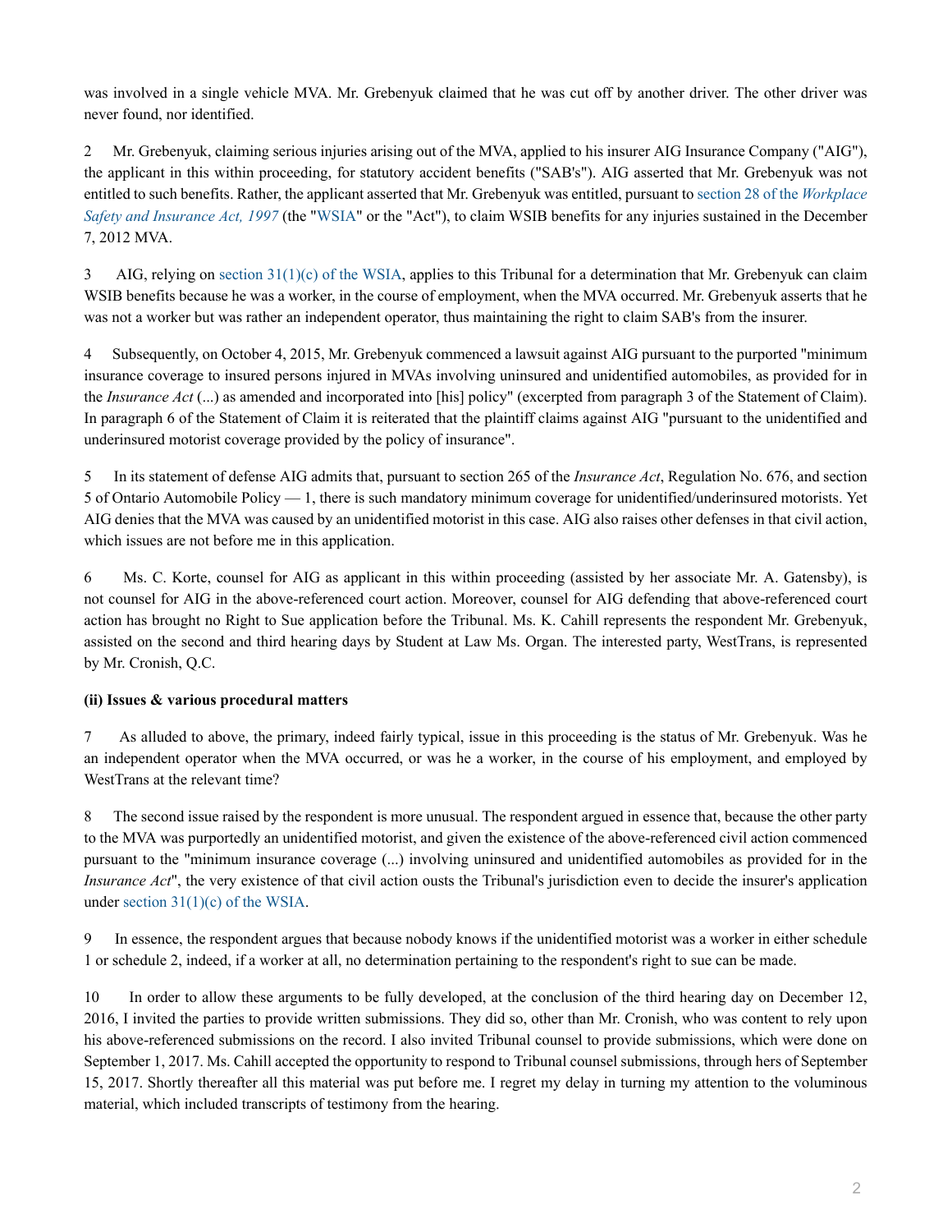was involved in a single vehicle MVA. Mr. Grebenyuk claimed that he was cut off by another driver. The other driver was never found, nor identified.

2 Mr. Grebenyuk, claiming serious injuries arising out of the MVA, applied to his insurer AIG Insurance Company ("AIG"), the applicant in this within proceeding, for statutory accident benefits ("SAB's"). AIG asserted that Mr. Grebenyuk was not entitled to such benefits. Rather, the applicant asserted that Mr. Grebenyuk was entitled, pursuant to section 28 of the *Workplace Safety and Insurance Act, 1997* (the "WSIA" or the "Act"), to claim WSIB benefits for any injuries sustained in the December 7, 2012 MVA.

3 AIG, relying on section 31(1)(c) of the WSIA, applies to this Tribunal for a determination that Mr. Grebenyuk can claim WSIB benefits because he was a worker, in the course of employment, when the MVA occurred. Mr. Grebenyuk asserts that he was not a worker but was rather an independent operator, thus maintaining the right to claim SAB's from the insurer.

4 Subsequently, on October 4, 2015, Mr. Grebenyuk commenced a lawsuit against AIG pursuant to the purported "minimum insurance coverage to insured persons injured in MVAs involving uninsured and unidentified automobiles, as provided for in the *Insurance Act* (...) as amended and incorporated into [his] policy" (excerpted from paragraph 3 of the Statement of Claim). In paragraph 6 of the Statement of Claim it is reiterated that the plaintiff claims against AIG "pursuant to the unidentified and underinsured motorist coverage provided by the policy of insurance".

5 In its statement of defense AIG admits that, pursuant to section 265 of the *Insurance Act*, Regulation No. 676, and section 5 of Ontario Automobile Policy — 1, there is such mandatory minimum coverage for unidentified/underinsured motorists. Yet AIG denies that the MVA was caused by an unidentified motorist in this case. AIG also raises other defenses in that civil action, which issues are not before me in this application.

6 Ms. C. Korte, counsel for AIG as applicant in this within proceeding (assisted by her associate Mr. A. Gatensby), is not counsel for AIG in the above-referenced court action. Moreover, counsel for AIG defending that above-referenced court action has brought no Right to Sue application before the Tribunal. Ms. K. Cahill represents the respondent Mr. Grebenyuk, assisted on the second and third hearing days by Student at Law Ms. Organ. The interested party, WestTrans, is represented by Mr. Cronish, Q.C.

**(ii) Issues & various procedural matters**

7 As alluded to above, the primary, indeed fairly typical, issue in this proceeding is the status of Mr. Grebenyuk. Was he an independent operator when the MVA occurred, or was he a worker, in the course of his employment, and employed by WestTrans at the relevant time?

8 The second issue raised by the respondent is more unusual. The respondent argued in essence that, because the other party to the MVA was purportedly an unidentified motorist, and given the existence of the above-referenced civil action commenced pursuant to the "minimum insurance coverage (...) involving uninsured and unidentified automobiles as provided for in the *Insurance Act*", the very existence of that civil action ousts the Tribunal's jurisdiction even to decide the insurer's application under section 31(1)(c) of the WSIA.

9 In essence, the respondent argues that because nobody knows if the unidentified motorist was a worker in either schedule 1 or schedule 2, indeed, if a worker at all, no determination pertaining to the respondent's right to sue can be made.

10 In order to allow these arguments to be fully developed, at the conclusion of the third hearing day on December 12, 2016, I invited the parties to provide written submissions. They did so, other than Mr. Cronish, who was content to rely upon his above-referenced submissions on the record. I also invited Tribunal counsel to provide submissions, which were done on September 1, 2017. Ms. Cahill accepted the opportunity to respond to Tribunal counsel submissions, through hers of September 15, 2017. Shortly thereafter all this material was put before me. I regret my delay in turning my attention to the voluminous material, which included transcripts of testimony from the hearing.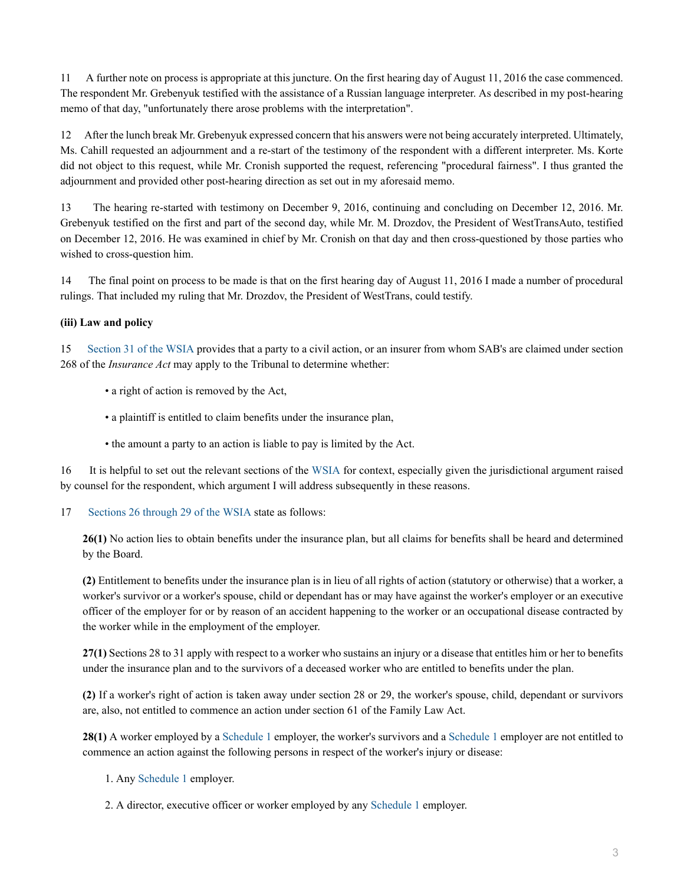11 A further note on process is appropriate at this juncture. On the first hearing day of August 11, 2016 the case commenced. The respondent Mr. Grebenyuk testified with the assistance of a Russian language interpreter. As described in my post-hearing memo of that day, "unfortunately there arose problems with the interpretation".

12 After the lunch break Mr. Grebenyuk expressed concern that his answers were not being accurately interpreted. Ultimately, Ms. Cahill requested an adjournment and a re-start of the testimony of the respondent with a different interpreter. Ms. Korte did not object to this request, while Mr. Cronish supported the request, referencing "procedural fairness". I thus granted the adjournment and provided other post-hearing direction as set out in my aforesaid memo.

13 The hearing re-started with testimony on December 9, 2016, continuing and concluding on December 12, 2016. Mr. Grebenyuk testified on the first and part of the second day, while Mr. M. Drozdov, the President of WestTransAuto, testified on December 12, 2016. He was examined in chief by Mr. Cronish on that day and then cross-questioned by those parties who wished to cross-question him.

14 The final point on process to be made is that on the first hearing day of August 11, 2016 I made a number of procedural rulings. That included my ruling that Mr. Drozdov, the President of WestTrans, could testify.

**(iii) Law and policy**

15 Section 31 of the WSIA provides that a party to a civil action, or an insurer from whom SAB's are claimed under section 268 of the *Insurance Act* may apply to the Tribunal to determine whether:

- a right of action is removed by the Act,
- a plaintiff is entitled to claim benefits under the insurance plan,
- the amount a party to an action is liable to pay is limited by the Act.

16 It is helpful to set out the relevant sections of the WSIA for context, especially given the jurisdictional argument raised by counsel for the respondent, which argument I will address subsequently in these reasons.

17 Sections 26 through 29 of the WSIA state as follows:

> **26(1)** No action lies to obtain benefits under the insurance plan, but all claims for benefits shall be heard and determined by the Board.
>
> **(2)** Entitlement to benefits under the insurance plan is in lieu of all rights of action (statutory or otherwise) that a worker, a worker's survivor or a worker's spouse, child or dependant has or may have against the worker's employer or an executive officer of the employer for or by reason of an accident happening to the worker or an occupational disease contracted by the worker while in the employment of the employer.
>
> **27(1)** Sections 28 to 31 apply with respect to a worker who sustains an injury or a disease that entitles him or her to benefits under the insurance plan and to the survivors of a deceased worker who are entitled to benefits under the plan.
>
> **(2)** If a worker's right of action is taken away under section 28 or 29, the worker's spouse, child, dependant or survivors are, also, not entitled to commence an action under section 61 of the Family Law Act.
>
> **28(1)** A worker employed by a Schedule 1 employer, the worker's survivors and a Schedule 1 employer are not entitled to commence an action against the following persons in respect of the worker's injury or disease:
>
> 1. Any Schedule 1 employer.
> 2. A director, executive officer or worker employed by any Schedule 1 employer.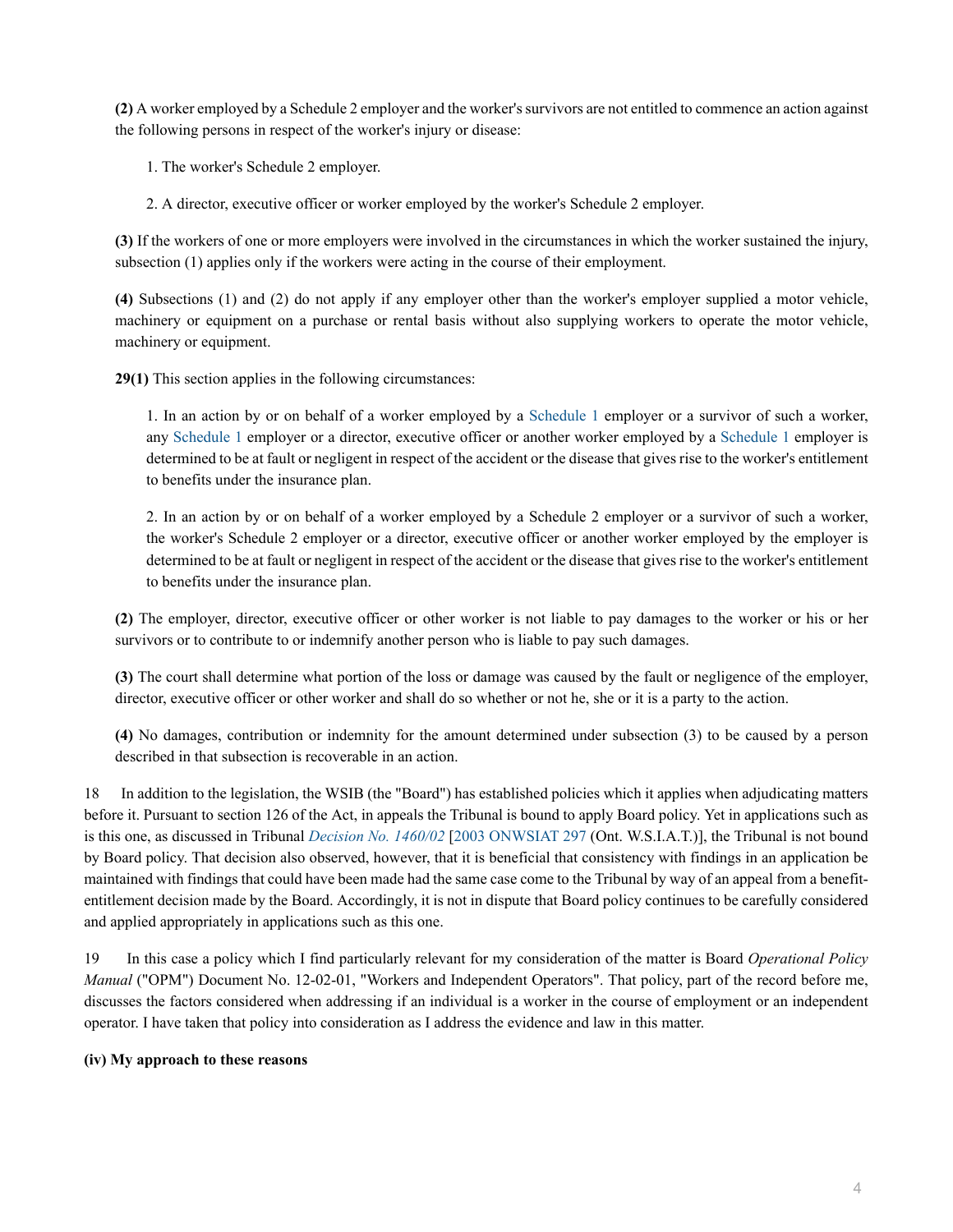**(2)** A worker employed by a Schedule 2 employer and the worker's survivors are not entitled to commence an action against the following persons in respect of the worker's injury or disease:

1. The worker's Schedule 2 employer.

2. A director, executive officer or worker employed by the worker's Schedule 2 employer.

**(3)** If the workers of one or more employers were involved in the circumstances in which the worker sustained the injury, subsection (1) applies only if the workers were acting in the course of their employment.

**(4)** Subsections (1) and (2) do not apply if any employer other than the worker's employer supplied a motor vehicle, machinery or equipment on a purchase or rental basis without also supplying workers to operate the motor vehicle, machinery or equipment.

**29(1)** This section applies in the following circumstances:

1. In an action by or on behalf of a worker employed by a Schedule 1 employer or a survivor of such a worker, any Schedule 1 employer or a director, executive officer or another worker employed by a Schedule 1 employer is determined to be at fault or negligent in respect of the accident or the disease that gives rise to the worker's entitlement to benefits under the insurance plan.

2. In an action by or on behalf of a worker employed by a Schedule 2 employer or a survivor of such a worker, the worker's Schedule 2 employer or a director, executive officer or another worker employed by the employer is determined to be at fault or negligent in respect of the accident or the disease that gives rise to the worker's entitlement to benefits under the insurance plan.

**(2)** The employer, director, executive officer or other worker is not liable to pay damages to the worker or his or her survivors or to contribute to or indemnify another person who is liable to pay such damages.

**(3)** The court shall determine what portion of the loss or damage was caused by the fault or negligence of the employer, director, executive officer or other worker and shall do so whether or not he, she or it is a party to the action.

**(4)** No damages, contribution or indemnity for the amount determined under subsection (3) to be caused by a person described in that subsection is recoverable in an action.

18 In addition to the legislation, the WSIB (the "Board") has established policies which it applies when adjudicating matters before it. Pursuant to section 126 of the Act, in appeals the Tribunal is bound to apply Board policy. Yet in applications such as is this one, as discussed in Tribunal *Decision No. 1460/02* [2003 ONWSIAT 297 (Ont. W.S.I.A.T.)], the Tribunal is not bound by Board policy. That decision also observed, however, that it is beneficial that consistency with findings in an application be maintained with findings that could have been made had the same case come to the Tribunal by way of an appeal from a benefit-entitlement decision made by the Board. Accordingly, it is not in dispute that Board policy continues to be carefully considered and applied appropriately in applications such as this one.

19 In this case a policy which I find particularly relevant for my consideration of the matter is Board *Operational Policy Manual* ("OPM") Document No. 12-02-01, "Workers and Independent Operators". That policy, part of the record before me, discusses the factors considered when addressing if an individual is a worker in the course of employment or an independent operator. I have taken that policy into consideration as I address the evidence and law in this matter.

**(iv) My approach to these reasons**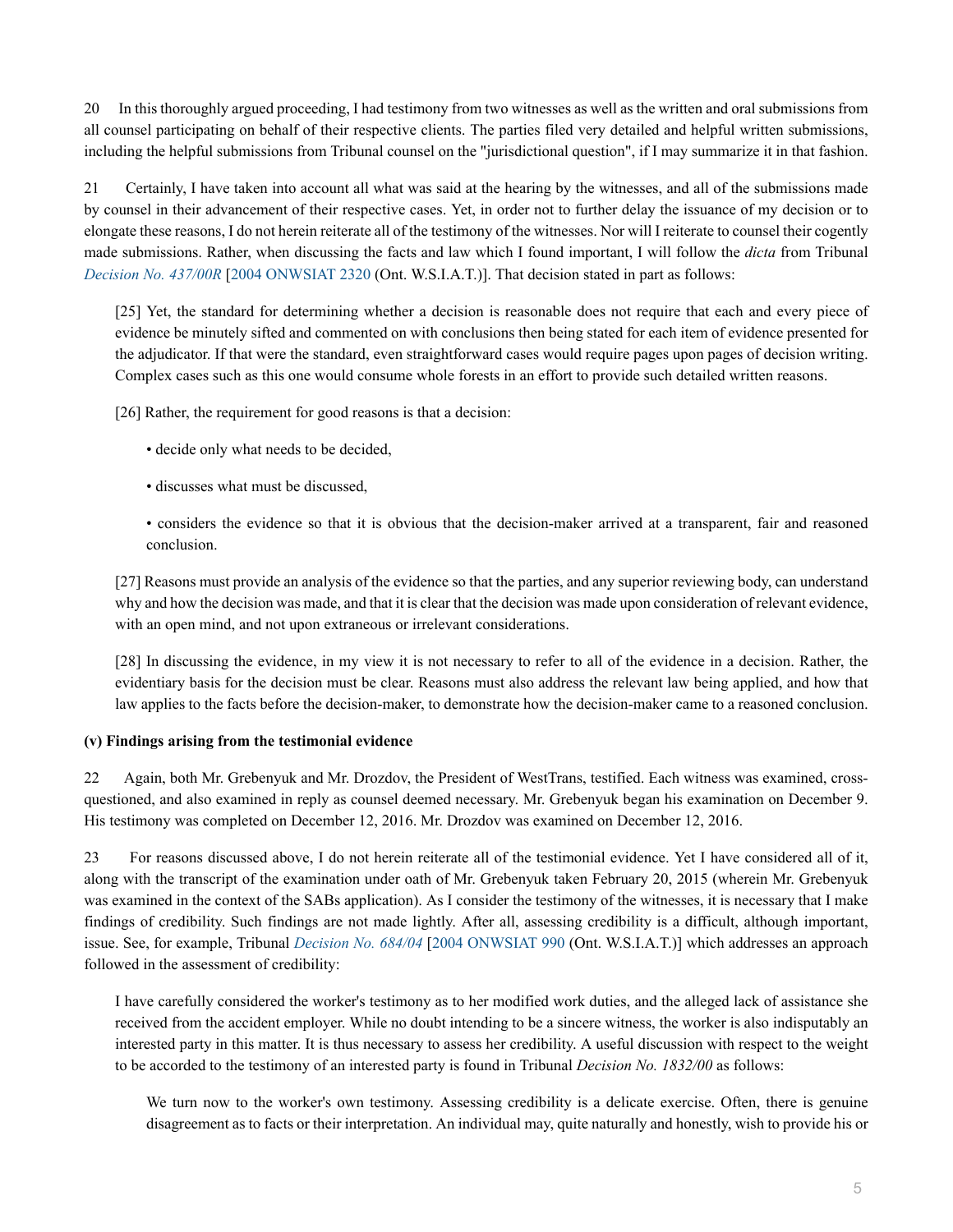20 In this thoroughly argued proceeding, I had testimony from two witnesses as well as the written and oral submissions from all counsel participating on behalf of their respective clients. The parties filed very detailed and helpful written submissions, including the helpful submissions from Tribunal counsel on the "jurisdictional question", if I may summarize it in that fashion.

21 Certainly, I have taken into account all what was said at the hearing by the witnesses, and all of the submissions made by counsel in their advancement of their respective cases. Yet, in order not to further delay the issuance of my decision or to elongate these reasons, I do not herein reiterate all of the testimony of the witnesses. Nor will I reiterate to counsel their cogently made submissions. Rather, when discussing the facts and law which I found important, I will follow the *dicta* from Tribunal *Decision No. 437/00R* [2004 ONWSIAT 2320 (Ont. W.S.I.A.T.)]. That decision stated in part as follows:

> [25] Yet, the standard for determining whether a decision is reasonable does not require that each and every piece of evidence be minutely sifted and commented on with conclusions then being stated for each item of evidence presented for the adjudicator. If that were the standard, even straightforward cases would require pages upon pages of decision writing. Complex cases such as this one would consume whole forests in an effort to provide such detailed written reasons.
>
> [26] Rather, the requirement for good reasons is that a decision:
>
> - decide only what needs to be decided,
> - discusses what must be discussed,
> - considers the evidence so that it is obvious that the decision-maker arrived at a transparent, fair and reasoned conclusion.
>
> [27] Reasons must provide an analysis of the evidence so that the parties, and any superior reviewing body, can understand why and how the decision was made, and that it is clear that the decision was made upon consideration of relevant evidence, with an open mind, and not upon extraneous or irrelevant considerations.
>
> [28] In discussing the evidence, in my view it is not necessary to refer to all of the evidence in a decision. Rather, the evidentiary basis for the decision must be clear. Reasons must also address the relevant law being applied, and how that law applies to the facts before the decision-maker, to demonstrate how the decision-maker came to a reasoned conclusion.

**(v) Findings arising from the testimonial evidence**

22 Again, both Mr. Grebenyuk and Mr. Drozdov, the President of WestTrans, testified. Each witness was examined, cross-questioned, and also examined in reply as counsel deemed necessary. Mr. Grebenyuk began his examination on December 9. His testimony was completed on December 12, 2016. Mr. Drozdov was examined on December 12, 2016.

23 For reasons discussed above, I do not herein reiterate all of the testimonial evidence. Yet I have considered all of it, along with the transcript of the examination under oath of Mr. Grebenyuk taken February 20, 2015 (wherein Mr. Grebenyuk was examined in the context of the SABs application). As I consider the testimony of the witnesses, it is necessary that I make findings of credibility. Such findings are not made lightly. After all, assessing credibility is a difficult, although important, issue. See, for example, Tribunal *Decision No. 684/04* [2004 ONWSIAT 990 (Ont. W.S.I.A.T.)] which addresses an approach followed in the assessment of credibility:

> I have carefully considered the worker's testimony as to her modified work duties, and the alleged lack of assistance she received from the accident employer. While no doubt intending to be a sincere witness, the worker is also indisputably an interested party in this matter. It is thus necessary to assess her credibility. A useful discussion with respect to the weight to be accorded to the testimony of an interested party is found in Tribunal *Decision No. 1832/00* as follows:
>
> > We turn now to the worker's own testimony. Assessing credibility is a delicate exercise. Often, there is genuine disagreement as to facts or their interpretation. An individual may, quite naturally and honestly, wish to provide his or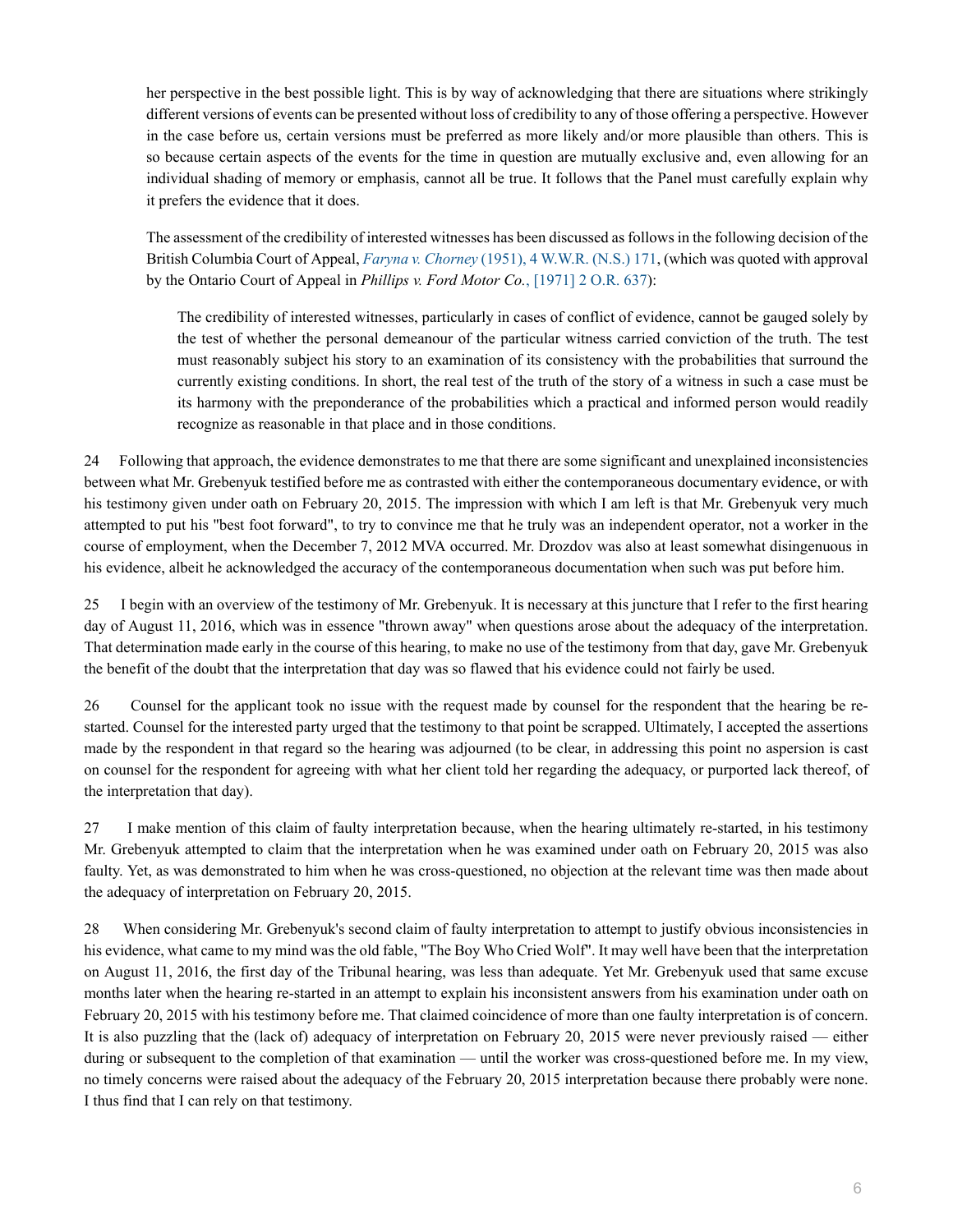> her perspective in the best possible light. This is by way of acknowledging that there are situations where strikingly different versions of events can be presented without loss of credibility to any of those offering a perspective. However in the case before us, certain versions must be preferred as more likely and/or more plausible than others. This is so because certain aspects of the events for the time in question are mutually exclusive and, even allowing for an individual shading of memory or emphasis, cannot all be true. It follows that the Panel must carefully explain why it prefers the evidence that it does.
>
> The assessment of the credibility of interested witnesses has been discussed as follows in the following decision of the British Columbia Court of Appeal, *Faryna v. Chorney* (1951), 4 W.W.R. (N.S.) 171, (which was quoted with approval by the Ontario Court of Appeal in *Phillips v. Ford Motor Co.*, [1971] 2 O.R. 637):
>
>> The credibility of interested witnesses, particularly in cases of conflict of evidence, cannot be gauged solely by the test of whether the personal demeanour of the particular witness carried conviction of the truth. The test must reasonably subject his story to an examination of its consistency with the probabilities that surround the currently existing conditions. In short, the real test of the truth of the story of a witness in such a case must be its harmony with the preponderance of the probabilities which a practical and informed person would readily recognize as reasonable in that place and in those conditions.

24 Following that approach, the evidence demonstrates to me that there are some significant and unexplained inconsistencies between what Mr. Grebenyuk testified before me as contrasted with either the contemporaneous documentary evidence, or with his testimony given under oath on February 20, 2015. The impression with which I am left is that Mr. Grebenyuk very much attempted to put his "best foot forward", to try to convince me that he truly was an independent operator, not a worker in the course of employment, when the December 7, 2012 MVA occurred. Mr. Drozdov was also at least somewhat disingenuous in his evidence, albeit he acknowledged the accuracy of the contemporaneous documentation when such was put before him.

25 I begin with an overview of the testimony of Mr. Grebenyuk. It is necessary at this juncture that I refer to the first hearing day of August 11, 2016, which was in essence "thrown away" when questions arose about the adequacy of the interpretation. That determination made early in the course of this hearing, to make no use of the testimony from that day, gave Mr. Grebenyuk the benefit of the doubt that the interpretation that day was so flawed that his evidence could not fairly be used.

26 Counsel for the applicant took no issue with the request made by counsel for the respondent that the hearing be re-started. Counsel for the interested party urged that the testimony to that point be scrapped. Ultimately, I accepted the assertions made by the respondent in that regard so the hearing was adjourned (to be clear, in addressing this point no aspersion is cast on counsel for the respondent for agreeing with what her client told her regarding the adequacy, or purported lack thereof, of the interpretation that day).

27 I make mention of this claim of faulty interpretation because, when the hearing ultimately re-started, in his testimony Mr. Grebenyuk attempted to claim that the interpretation when he was examined under oath on February 20, 2015 was also faulty. Yet, as was demonstrated to him when he was cross-questioned, no objection at the relevant time was then made about the adequacy of interpretation on February 20, 2015.

28 When considering Mr. Grebenyuk's second claim of faulty interpretation to attempt to justify obvious inconsistencies in his evidence, what came to my mind was the old fable, "The Boy Who Cried Wolf". It may well have been that the interpretation on August 11, 2016, the first day of the Tribunal hearing, was less than adequate. Yet Mr. Grebenyuk used that same excuse months later when the hearing re-started in an attempt to explain his inconsistent answers from his examination under oath on February 20, 2015 with his testimony before me. That claimed coincidence of more than one faulty interpretation is of concern. It is also puzzling that the (lack of) adequacy of interpretation on February 20, 2015 were never previously raised — either during or subsequent to the completion of that examination — until the worker was cross-questioned before me. In my view, no timely concerns were raised about the adequacy of the February 20, 2015 interpretation because there probably were none. I thus find that I can rely on that testimony.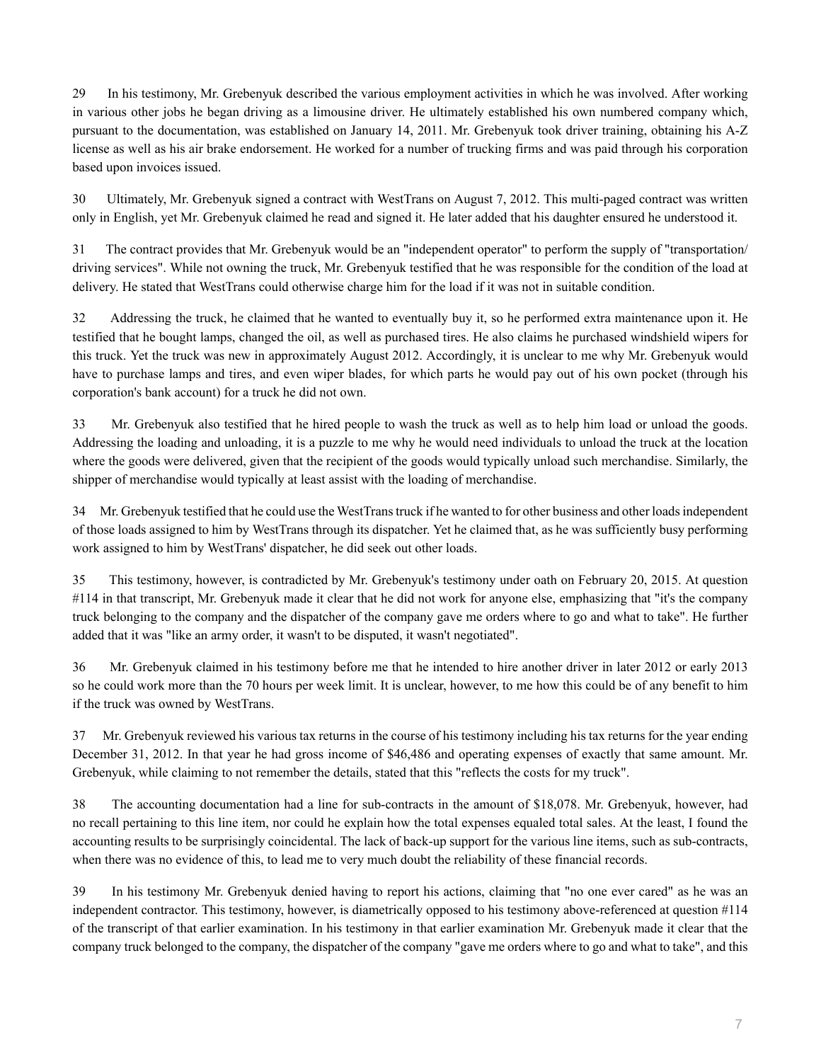29 In his testimony, Mr. Grebenyuk described the various employment activities in which he was involved. After working in various other jobs he began driving as a limousine driver. He ultimately established his own numbered company which, pursuant to the documentation, was established on January 14, 2011. Mr. Grebenyuk took driver training, obtaining his A-Z license as well as his air brake endorsement. He worked for a number of trucking firms and was paid through his corporation based upon invoices issued.

30 Ultimately, Mr. Grebenyuk signed a contract with WestTrans on August 7, 2012. This multi-paged contract was written only in English, yet Mr. Grebenyuk claimed he read and signed it. He later added that his daughter ensured he understood it.

31 The contract provides that Mr. Grebenyuk would be an "independent operator" to perform the supply of "transportation/ driving services". While not owning the truck, Mr. Grebenyuk testified that he was responsible for the condition of the load at delivery. He stated that WestTrans could otherwise charge him for the load if it was not in suitable condition.

32 Addressing the truck, he claimed that he wanted to eventually buy it, so he performed extra maintenance upon it. He testified that he bought lamps, changed the oil, as well as purchased tires. He also claims he purchased windshield wipers for this truck. Yet the truck was new in approximately August 2012. Accordingly, it is unclear to me why Mr. Grebenyuk would have to purchase lamps and tires, and even wiper blades, for which parts he would pay out of his own pocket (through his corporation's bank account) for a truck he did not own.

33 Mr. Grebenyuk also testified that he hired people to wash the truck as well as to help him load or unload the goods. Addressing the loading and unloading, it is a puzzle to me why he would need individuals to unload the truck at the location where the goods were delivered, given that the recipient of the goods would typically unload such merchandise. Similarly, the shipper of merchandise would typically at least assist with the loading of merchandise.

34 Mr. Grebenyuk testified that he could use the WestTrans truck if he wanted to for other business and other loads independent of those loads assigned to him by WestTrans through its dispatcher. Yet he claimed that, as he was sufficiently busy performing work assigned to him by WestTrans' dispatcher, he did seek out other loads.

35 This testimony, however, is contradicted by Mr. Grebenyuk's testimony under oath on February 20, 2015. At question #114 in that transcript, Mr. Grebenyuk made it clear that he did not work for anyone else, emphasizing that "it's the company truck belonging to the company and the dispatcher of the company gave me orders where to go and what to take". He further added that it was "like an army order, it wasn't to be disputed, it wasn't negotiated".

36 Mr. Grebenyuk claimed in his testimony before me that he intended to hire another driver in later 2012 or early 2013 so he could work more than the 70 hours per week limit. It is unclear, however, to me how this could be of any benefit to him if the truck was owned by WestTrans.

37 Mr. Grebenyuk reviewed his various tax returns in the course of his testimony including his tax returns for the year ending December 31, 2012. In that year he had gross income of $46,486 and operating expenses of exactly that same amount. Mr. Grebenyuk, while claiming to not remember the details, stated that this "reflects the costs for my truck".

38 The accounting documentation had a line for sub-contracts in the amount of $18,078. Mr. Grebenyuk, however, had no recall pertaining to this line item, nor could he explain how the total expenses equaled total sales. At the least, I found the accounting results to be surprisingly coincidental. The lack of back-up support for the various line items, such as sub-contracts, when there was no evidence of this, to lead me to very much doubt the reliability of these financial records.

39 In his testimony Mr. Grebenyuk denied having to report his actions, claiming that "no one ever cared" as he was an independent contractor. This testimony, however, is diametrically opposed to his testimony above-referenced at question #114 of the transcript of that earlier examination. In his testimony in that earlier examination Mr. Grebenyuk made it clear that the company truck belonged to the company, the dispatcher of the company "gave me orders where to go and what to take", and this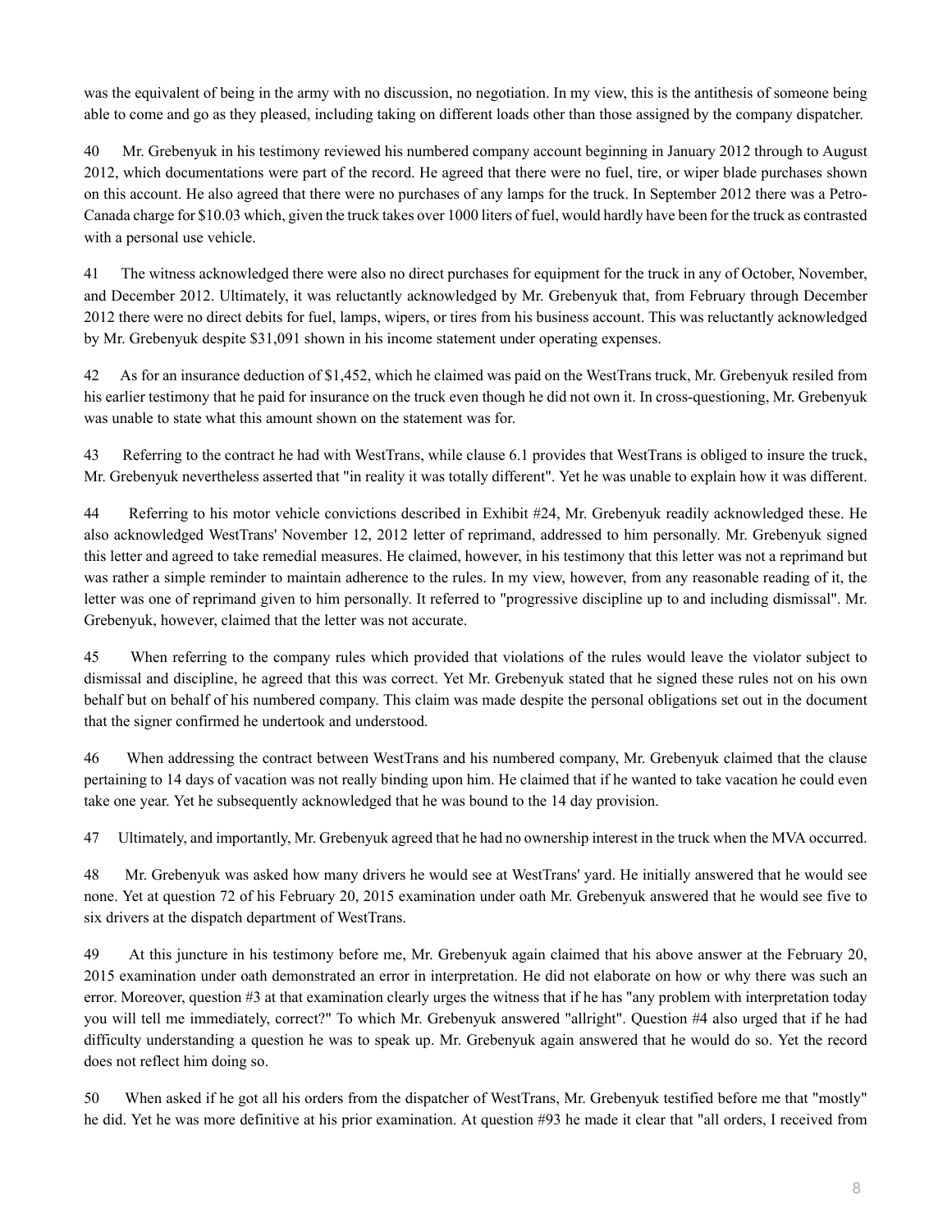was the equivalent of being in the army with no discussion, no negotiation. In my view, this is the antithesis of someone being able to come and go as they pleased, including taking on different loads other than those assigned by the company dispatcher.

40 Mr. Grebenyuk in his testimony reviewed his numbered company account beginning in January 2012 through to August 2012, which documentations were part of the record. He agreed that there were no fuel, tire, or wiper blade purchases shown on this account. He also agreed that there were no purchases of any lamps for the truck. In September 2012 there was a Petro-Canada charge for $10.03 which, given the truck takes over 1000 liters of fuel, would hardly have been for the truck as contrasted with a personal use vehicle.

41 The witness acknowledged there were also no direct purchases for equipment for the truck in any of October, November, and December 2012. Ultimately, it was reluctantly acknowledged by Mr. Grebenyuk that, from February through December 2012 there were no direct debits for fuel, lamps, wipers, or tires from his business account. This was reluctantly acknowledged by Mr. Grebenyuk despite $31,091 shown in his income statement under operating expenses.

42 As for an insurance deduction of $1,452, which he claimed was paid on the WestTrans truck, Mr. Grebenyuk resiled from his earlier testimony that he paid for insurance on the truck even though he did not own it. In cross-questioning, Mr. Grebenyuk was unable to state what this amount shown on the statement was for.

43 Referring to the contract he had with WestTrans, while clause 6.1 provides that WestTrans is obliged to insure the truck, Mr. Grebenyuk nevertheless asserted that "in reality it was totally different". Yet he was unable to explain how it was different.

44 Referring to his motor vehicle convictions described in Exhibit #24, Mr. Grebenyuk readily acknowledged these. He also acknowledged WestTrans' November 12, 2012 letter of reprimand, addressed to him personally. Mr. Grebenyuk signed this letter and agreed to take remedial measures. He claimed, however, in his testimony that this letter was not a reprimand but was rather a simple reminder to maintain adherence to the rules. In my view, however, from any reasonable reading of it, the letter was one of reprimand given to him personally. It referred to "progressive discipline up to and including dismissal". Mr. Grebenyuk, however, claimed that the letter was not accurate.

45 When referring to the company rules which provided that violations of the rules would leave the violator subject to dismissal and discipline, he agreed that this was correct. Yet Mr. Grebenyuk stated that he signed these rules not on his own behalf but on behalf of his numbered company. This claim was made despite the personal obligations set out in the document that the signer confirmed he undertook and understood.

46 When addressing the contract between WestTrans and his numbered company, Mr. Grebenyuk claimed that the clause pertaining to 14 days of vacation was not really binding upon him. He claimed that if he wanted to take vacation he could even take one year. Yet he subsequently acknowledged that he was bound to the 14 day provision.

47 Ultimately, and importantly, Mr. Grebenyuk agreed that he had no ownership interest in the truck when the MVA occurred.

48 Mr. Grebenyuk was asked how many drivers he would see at WestTrans' yard. He initially answered that he would see none. Yet at question 72 of his February 20, 2015 examination under oath Mr. Grebenyuk answered that he would see five to six drivers at the dispatch department of WestTrans.

49 At this juncture in his testimony before me, Mr. Grebenyuk again claimed that his above answer at the February 20, 2015 examination under oath demonstrated an error in interpretation. He did not elaborate on how or why there was such an error. Moreover, question #3 at that examination clearly urges the witness that if he has "any problem with interpretation today you will tell me immediately, correct?" To which Mr. Grebenyuk answered "allright". Question #4 also urged that if he had difficulty understanding a question he was to speak up. Mr. Grebenyuk again answered that he would do so. Yet the record does not reflect him doing so.

50 When asked if he got all his orders from the dispatcher of WestTrans, Mr. Grebenyuk testified before me that "mostly" he did. Yet he was more definitive at his prior examination. At question #93 he made it clear that "all orders, I received from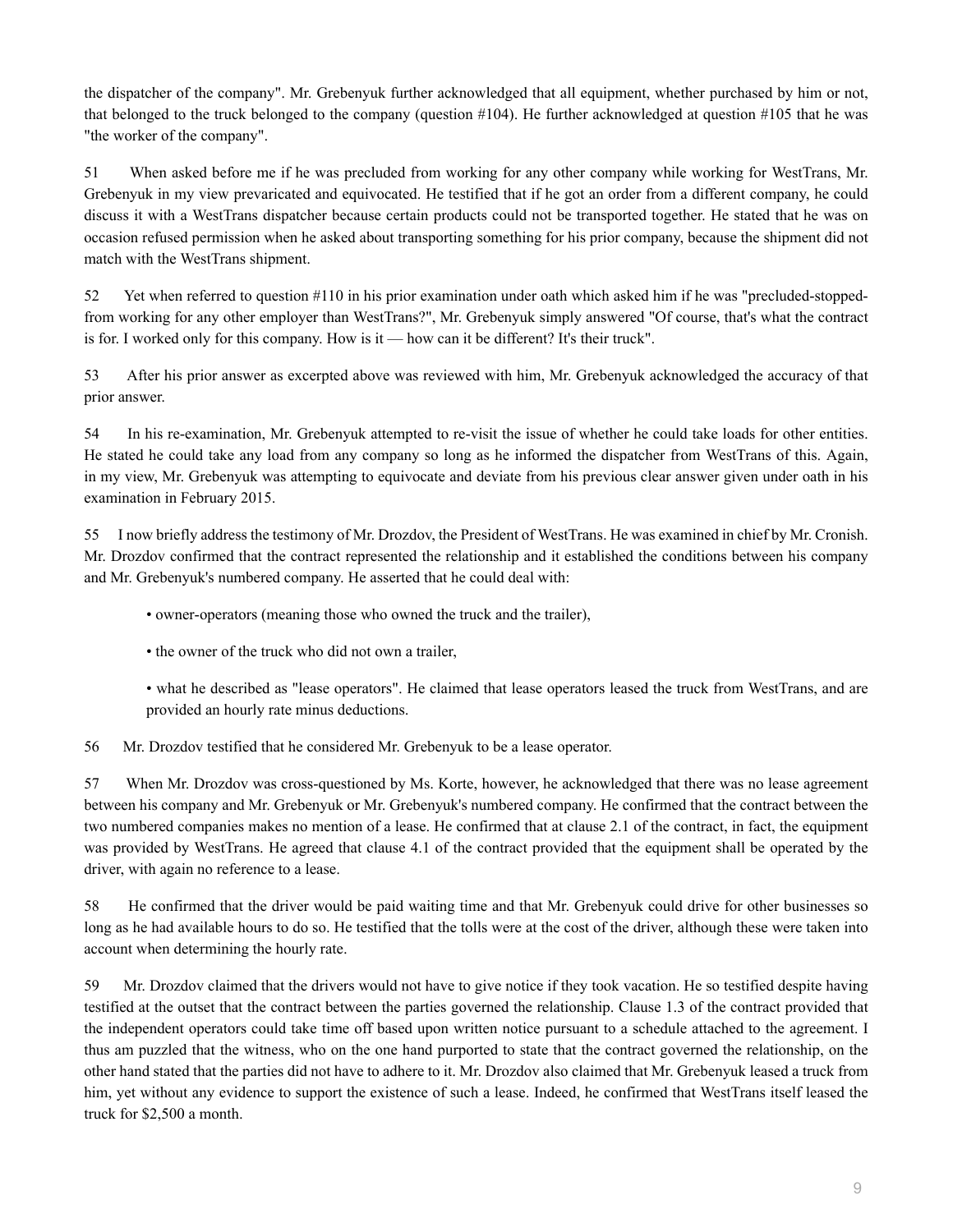the dispatcher of the company". Mr. Grebenyuk further acknowledged that all equipment, whether purchased by him or not, that belonged to the truck belonged to the company (question #104). He further acknowledged at question #105 that he was "the worker of the company".

51 When asked before me if he was precluded from working for any other company while working for WestTrans, Mr. Grebenyuk in my view prevaricated and equivocated. He testified that if he got an order from a different company, he could discuss it with a WestTrans dispatcher because certain products could not be transported together. He stated that he was on occasion refused permission when he asked about transporting something for his prior company, because the shipment did not match with the WestTrans shipment.

52 Yet when referred to question #110 in his prior examination under oath which asked him if he was "precluded-stopped-from working for any other employer than WestTrans?", Mr. Grebenyuk simply answered "Of course, that's what the contract is for. I worked only for this company. How is it — how can it be different? It's their truck".

53 After his prior answer as excerpted above was reviewed with him, Mr. Grebenyuk acknowledged the accuracy of that prior answer.

54 In his re-examination, Mr. Grebenyuk attempted to re-visit the issue of whether he could take loads for other entities. He stated he could take any load from any company so long as he informed the dispatcher from WestTrans of this. Again, in my view, Mr. Grebenyuk was attempting to equivocate and deviate from his previous clear answer given under oath in his examination in February 2015.

55 I now briefly address the testimony of Mr. Drozdov, the President of WestTrans. He was examined in chief by Mr. Cronish. Mr. Drozdov confirmed that the contract represented the relationship and it established the conditions between his company and Mr. Grebenyuk's numbered company. He asserted that he could deal with:

- owner-operators (meaning those who owned the truck and the trailer),
- the owner of the truck who did not own a trailer,
- what he described as "lease operators". He claimed that lease operators leased the truck from WestTrans, and are provided an hourly rate minus deductions.

56 Mr. Drozdov testified that he considered Mr. Grebenyuk to be a lease operator.

57 When Mr. Drozdov was cross-questioned by Ms. Korte, however, he acknowledged that there was no lease agreement between his company and Mr. Grebenyuk or Mr. Grebenyuk's numbered company. He confirmed that the contract between the two numbered companies makes no mention of a lease. He confirmed that at clause 2.1 of the contract, in fact, the equipment was provided by WestTrans. He agreed that clause 4.1 of the contract provided that the equipment shall be operated by the driver, with again no reference to a lease.

58 He confirmed that the driver would be paid waiting time and that Mr. Grebenyuk could drive for other businesses so long as he had available hours to do so. He testified that the tolls were at the cost of the driver, although these were taken into account when determining the hourly rate.

59 Mr. Drozdov claimed that the drivers would not have to give notice if they took vacation. He so testified despite having testified at the outset that the contract between the parties governed the relationship. Clause 1.3 of the contract provided that the independent operators could take time off based upon written notice pursuant to a schedule attached to the agreement. I thus am puzzled that the witness, who on the one hand purported to state that the contract governed the relationship, on the other hand stated that the parties did not have to adhere to it. Mr. Drozdov also claimed that Mr. Grebenyuk leased a truck from him, yet without any evidence to support the existence of such a lease. Indeed, he confirmed that WestTrans itself leased the truck for $2,500 a month.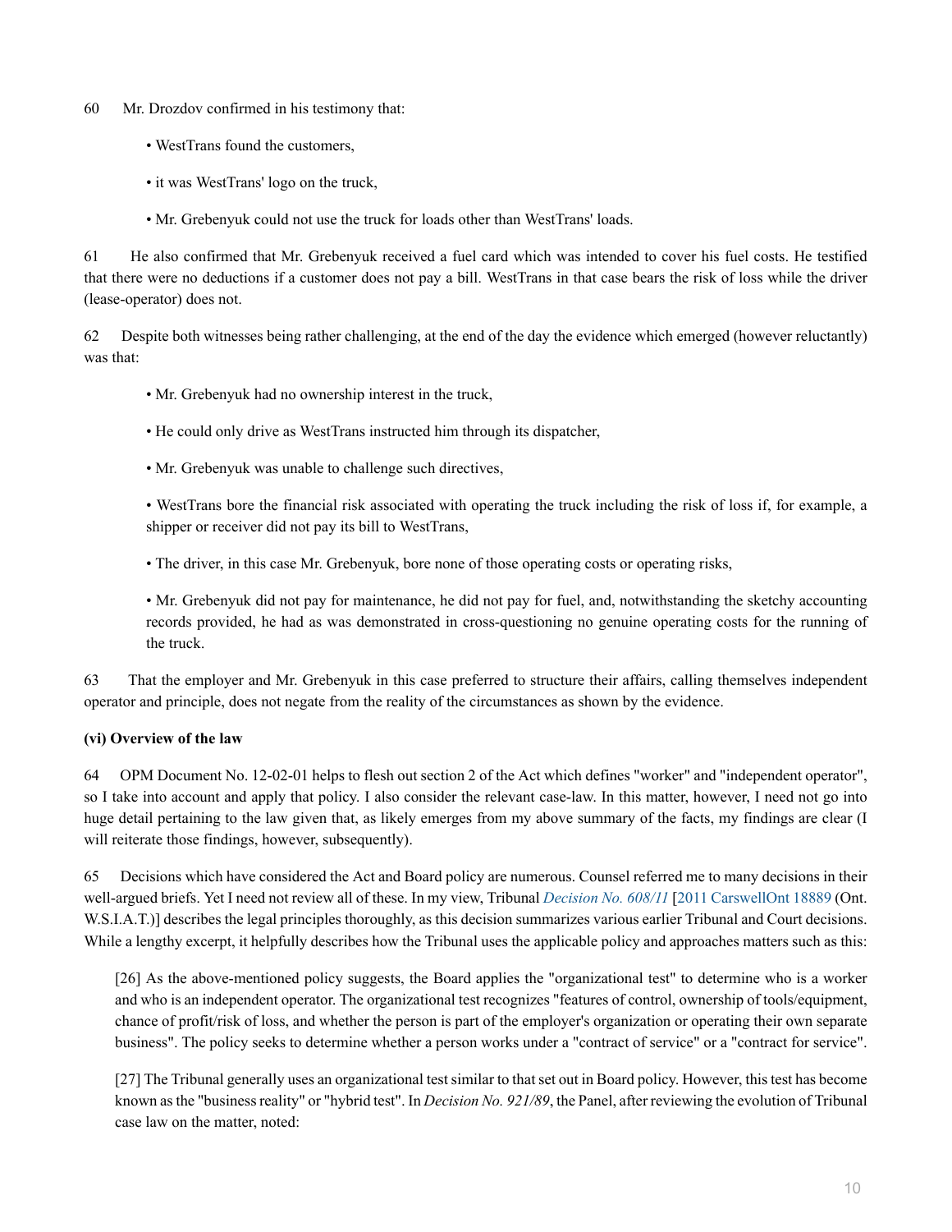60 Mr. Drozdov confirmed in his testimony that:

- WestTrans found the customers,
- it was WestTrans' logo on the truck,
- Mr. Grebenyuk could not use the truck for loads other than WestTrans' loads.

61 He also confirmed that Mr. Grebenyuk received a fuel card which was intended to cover his fuel costs. He testified that there were no deductions if a customer does not pay a bill. WestTrans in that case bears the risk of loss while the driver (lease-operator) does not.

62 Despite both witnesses being rather challenging, at the end of the day the evidence which emerged (however reluctantly) was that:

- Mr. Grebenyuk had no ownership interest in the truck,
- He could only drive as WestTrans instructed him through its dispatcher,
- Mr. Grebenyuk was unable to challenge such directives,
- WestTrans bore the financial risk associated with operating the truck including the risk of loss if, for example, a shipper or receiver did not pay its bill to WestTrans,
- The driver, in this case Mr. Grebenyuk, bore none of those operating costs or operating risks,
- Mr. Grebenyuk did not pay for maintenance, he did not pay for fuel, and, notwithstanding the sketchy accounting records provided, he had as was demonstrated in cross-questioning no genuine operating costs for the running of the truck.

63 That the employer and Mr. Grebenyuk in this case preferred to structure their affairs, calling themselves independent operator and principle, does not negate from the reality of the circumstances as shown by the evidence.

**(vi) Overview of the law**

64 OPM Document No. 12-02-01 helps to flesh out section 2 of the Act which defines "worker" and "independent operator", so I take into account and apply that policy. I also consider the relevant case-law. In this matter, however, I need not go into huge detail pertaining to the law given that, as likely emerges from my above summary of the facts, my findings are clear (I will reiterate those findings, however, subsequently).

65 Decisions which have considered the Act and Board policy are numerous. Counsel referred me to many decisions in their well-argued briefs. Yet I need not review all of these. In my view, Tribunal *Decision No. 608/11* [2011 CarswellOnt 18889 (Ont. W.S.I.A.T.)] describes the legal principles thoroughly, as this decision summarizes various earlier Tribunal and Court decisions. While a lengthy excerpt, it helpfully describes how the Tribunal uses the applicable policy and approaches matters such as this:

> [26] As the above-mentioned policy suggests, the Board applies the "organizational test" to determine who is a worker and who is an independent operator. The organizational test recognizes "features of control, ownership of tools/equipment, chance of profit/risk of loss, and whether the person is part of the employer's organization or operating their own separate business". The policy seeks to determine whether a person works under a "contract of service" or a "contract for service".
>
> [27] The Tribunal generally uses an organizational test similar to that set out in Board policy. However, this test has become known as the "business reality" or "hybrid test". In *Decision No. 921/89*, the Panel, after reviewing the evolution of Tribunal case law on the matter, noted: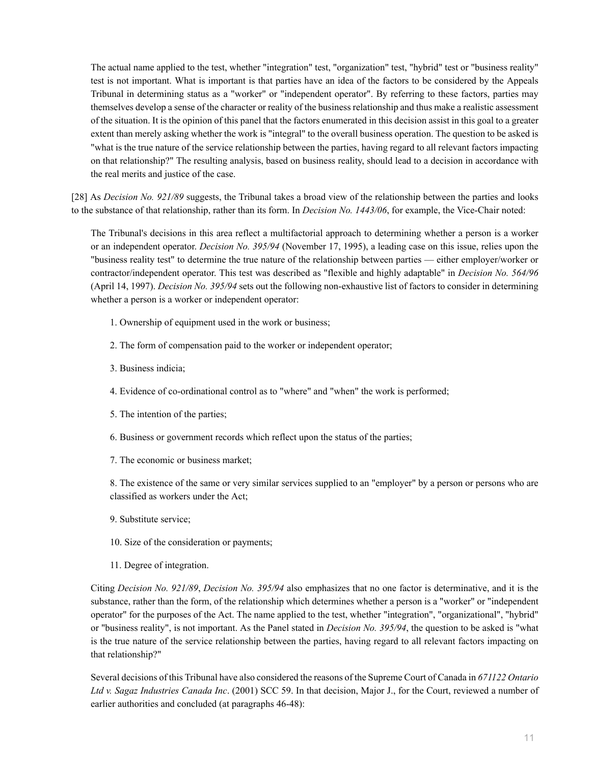> The actual name applied to the test, whether "integration" test, "organization" test, "hybrid" test or "business reality" test is not important. What is important is that parties have an idea of the factors to be considered by the Appeals Tribunal in determining status as a "worker" or "independent operator". By referring to these factors, parties may themselves develop a sense of the character or reality of the business relationship and thus make a realistic assessment of the situation. It is the opinion of this panel that the factors enumerated in this decision assist in this goal to a greater extent than merely asking whether the work is "integral" to the overall business operation. The question to be asked is "what is the true nature of the service relationship between the parties, having regard to all relevant factors impacting on that relationship?" The resulting analysis, based on business reality, should lead to a decision in accordance with the real merits and justice of the case.

[28] As *Decision No. 921/89* suggests, the Tribunal takes a broad view of the relationship between the parties and looks to the substance of that relationship, rather than its form. In *Decision No. 1443/06*, for example, the Vice-Chair noted:

> The Tribunal's decisions in this area reflect a multifactorial approach to determining whether a person is a worker or an independent operator. *Decision No. 395/94* (November 17, 1995), a leading case on this issue, relies upon the "business reality test" to determine the true nature of the relationship between parties — either employer/worker or contractor/independent operator. This test was described as "flexible and highly adaptable" in *Decision No. 564/96* (April 14, 1997). *Decision No. 395/94* sets out the following non-exhaustive list of factors to consider in determining whether a person is a worker or independent operator:
>
> 1. Ownership of equipment used in the work or business;
> 2. The form of compensation paid to the worker or independent operator;
> 3. Business indicia;
> 4. Evidence of co-ordinational control as to "where" and "when" the work is performed;
> 5. The intention of the parties;
> 6. Business or government records which reflect upon the status of the parties;
> 7. The economic or business market;
> 8. The existence of the same or very similar services supplied to an "employer" by a person or persons who are classified as workers under the Act;
> 9. Substitute service;
> 10. Size of the consideration or payments;
> 11. Degree of integration.
>
> Citing *Decision No. 921/89*, *Decision No. 395/94* also emphasizes that no one factor is determinative, and it is the substance, rather than the form, of the relationship which determines whether a person is a "worker" or "independent operator" for the purposes of the Act. The name applied to the test, whether "integration", "organizational", "hybrid" or "business reality", is not important. As the Panel stated in *Decision No. 395/94*, the question to be asked is "what is the true nature of the service relationship between the parties, having regard to all relevant factors impacting on that relationship?"
>
> Several decisions of this Tribunal have also considered the reasons of the Supreme Court of Canada in *671122 Ontario Ltd v. Sagaz Industries Canada Inc*. (2001) SCC 59. In that decision, Major J., for the Court, reviewed a number of earlier authorities and concluded (at paragraphs 46-48):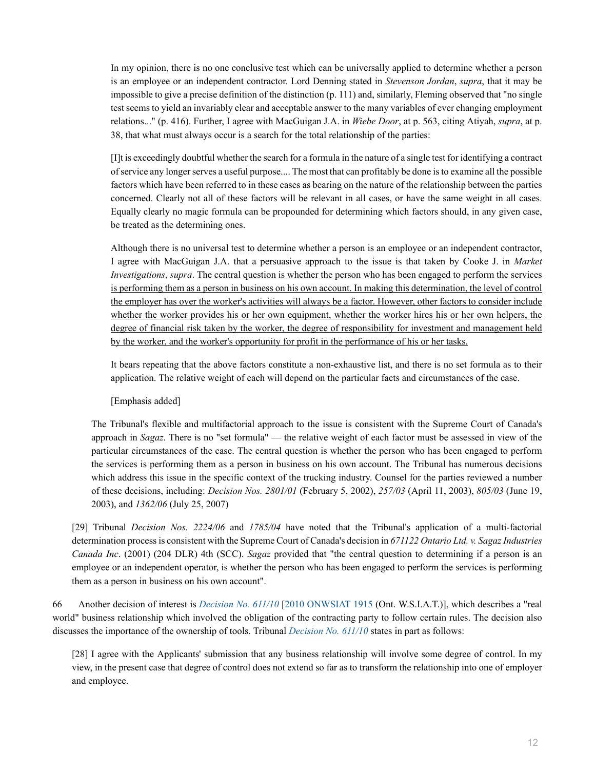> > In my opinion, there is no one conclusive test which can be universally applied to determine whether a person is an employee or an independent contractor. Lord Denning stated in *Stevenson Jordan*, *supra*, that it may be impossible to give a precise definition of the distinction (p. 111) and, similarly, Fleming observed that "no single test seems to yield an invariably clear and acceptable answer to the many variables of ever changing employment relations..." (p. 416). Further, I agree with MacGuigan J.A. in *Wiebe Door*, at p. 563, citing Atiyah, *supra*, at p. 38, that what must always occur is a search for the total relationship of the parties:
> >
> > [I]t is exceedingly doubtful whether the search for a formula in the nature of a single test for identifying a contract of service any longer serves a useful purpose.... The most that can profitably be done is to examine all the possible factors which have been referred to in these cases as bearing on the nature of the relationship between the parties concerned. Clearly not all of these factors will be relevant in all cases, or have the same weight in all cases. Equally clearly no magic formula can be propounded for determining which factors should, in any given case, be treated as the determining ones.
> >
> > Although there is no universal test to determine whether a person is an employee or an independent contractor, I agree with MacGuigan J.A. that a persuasive approach to the issue is that taken by Cooke J. in *Market Investigations*, *supra*. <u>The central question is whether the person who has been engaged to perform the services is performing them as a person in business on his own account. In making this determination, the level of control the employer has over the worker's activities will always be a factor. However, other factors to consider include whether the worker provides his or her own equipment, whether the worker hires his or her own helpers, the degree of financial risk taken by the worker, the degree of responsibility for investment and management held by the worker, and the worker's opportunity for profit in the performance of his or her tasks.</u>
> >
> > It bears repeating that the above factors constitute a non-exhaustive list, and there is no set formula as to their application. The relative weight of each will depend on the particular facts and circumstances of the case.
> >
> > [Emphasis added]
>
> The Tribunal's flexible and multifactorial approach to the issue is consistent with the Supreme Court of Canada's approach in *Sagaz*. There is no "set formula" — the relative weight of each factor must be assessed in view of the particular circumstances of the case. The central question is whether the person who has been engaged to perform the services is performing them as a person in business on his own account. The Tribunal has numerous decisions which address this issue in the specific context of the trucking industry. Counsel for the parties reviewed a number of these decisions, including: *Decision Nos. 2801/01* (February 5, 2002), *257/03* (April 11, 2003), *805/03* (June 19, 2003), and *1362/06* (July 25, 2007)
>
> [29] Tribunal *Decision Nos. 2224/06* and *1785/04* have noted that the Tribunal's application of a multi-factorial determination process is consistent with the Supreme Court of Canada's decision in *671122 Ontario Ltd. v. Sagaz Industries Canada Inc*. (2001) (204 DLR) 4th (SCC). *Sagaz* provided that "the central question to determining if a person is an employee or an independent operator, is whether the person who has been engaged to perform the services is performing them as a person in business on his own account".

66 Another decision of interest is *Decision No. 611/10* [2010 ONWSIAT 1915 (Ont. W.S.I.A.T.)], which describes a "real world" business relationship which involved the obligation of the contracting party to follow certain rules. The decision also discusses the importance of the ownership of tools. Tribunal *Decision No. 611/10* states in part as follows:

> [28] I agree with the Applicants' submission that any business relationship will involve some degree of control. In my view, in the present case that degree of control does not extend so far as to transform the relationship into one of employer and employee.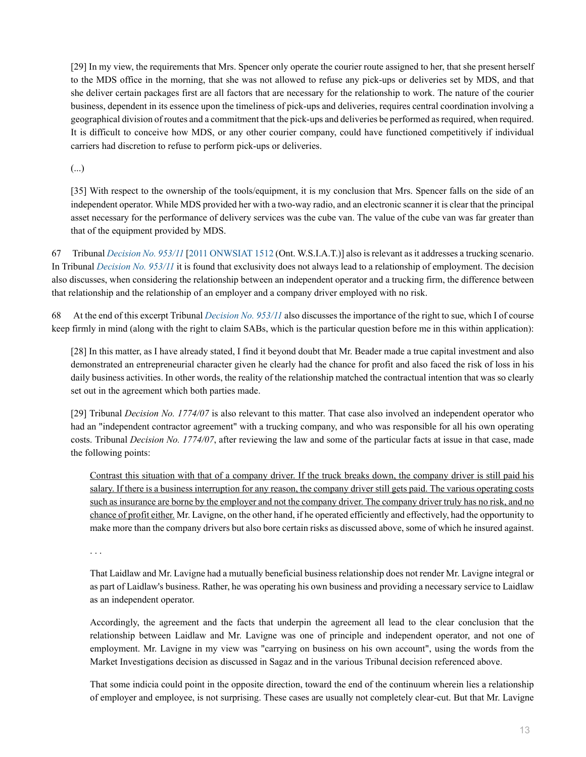> [29] In my view, the requirements that Mrs. Spencer only operate the courier route assigned to her, that she present herself to the MDS office in the morning, that she was not allowed to refuse any pick-ups or deliveries set by MDS, and that she deliver certain packages first are all factors that are necessary for the relationship to work. The nature of the courier business, dependent in its essence upon the timeliness of pick-ups and deliveries, requires central coordination involving a geographical division of routes and a commitment that the pick-ups and deliveries be performed as required, when required. It is difficult to conceive how MDS, or any other courier company, could have functioned competitively if individual carriers had discretion to refuse to perform pick-ups or deliveries.
>
> (...)
>
> [35] With respect to the ownership of the tools/equipment, it is my conclusion that Mrs. Spencer falls on the side of an independent operator. While MDS provided her with a two-way radio, and an electronic scanner it is clear that the principal asset necessary for the performance of delivery services was the cube van. The value of the cube van was far greater than that of the equipment provided by MDS.

67 Tribunal *Decision No. 953/11* [2011 ONWSIAT 1512 (Ont. W.S.I.A.T.)] also is relevant as it addresses a trucking scenario. In Tribunal *Decision No. 953/11* it is found that exclusivity does not always lead to a relationship of employment. The decision also discusses, when considering the relationship between an independent operator and a trucking firm, the difference between that relationship and the relationship of an employer and a company driver employed with no risk.

68 At the end of this excerpt Tribunal *Decision No. 953/11* also discusses the importance of the right to sue, which I of course keep firmly in mind (along with the right to claim SABs, which is the particular question before me in this within application):

> [28] In this matter, as I have already stated, I find it beyond doubt that Mr. Beader made a true capital investment and also demonstrated an entrepreneurial character given he clearly had the chance for profit and also faced the risk of loss in his daily business activities. In other words, the reality of the relationship matched the contractual intention that was so clearly set out in the agreement which both parties made.
>
> [29] Tribunal *Decision No. 1774/07* is also relevant to this matter. That case also involved an independent operator who had an "independent contractor agreement" with a trucking company, and who was responsible for all his own operating costs. Tribunal *Decision No. 1774/07*, after reviewing the law and some of the particular facts at issue in that case, made the following points:
>
> > <u>Contrast this situation with that of a company driver. If the truck breaks down, the company driver is still paid his salary. If there is a business interruption for any reason, the company driver still gets paid. The various operating costs such as insurance are borne by the employer and not the company driver. The company driver truly has no risk, and no chance of profit either.</u> Mr. Lavigne, on the other hand, if he operated efficiently and effectively, had the opportunity to make more than the company drivers but also bore certain risks as discussed above, some of which he insured against.
> >
> > . . .
> >
> > That Laidlaw and Mr. Lavigne had a mutually beneficial business relationship does not render Mr. Lavigne integral or as part of Laidlaw's business. Rather, he was operating his own business and providing a necessary service to Laidlaw as an independent operator.
> >
> > Accordingly, the agreement and the facts that underpin the agreement all lead to the clear conclusion that the relationship between Laidlaw and Mr. Lavigne was one of principle and independent operator, and not one of employment. Mr. Lavigne in my view was "carrying on business on his own account", using the words from the Market Investigations decision as discussed in Sagaz and in the various Tribunal decision referenced above.
> >
> > That some indicia could point in the opposite direction, toward the end of the continuum wherein lies a relationship of employer and employee, is not surprising. These cases are usually not completely clear-cut. But that Mr. Lavigne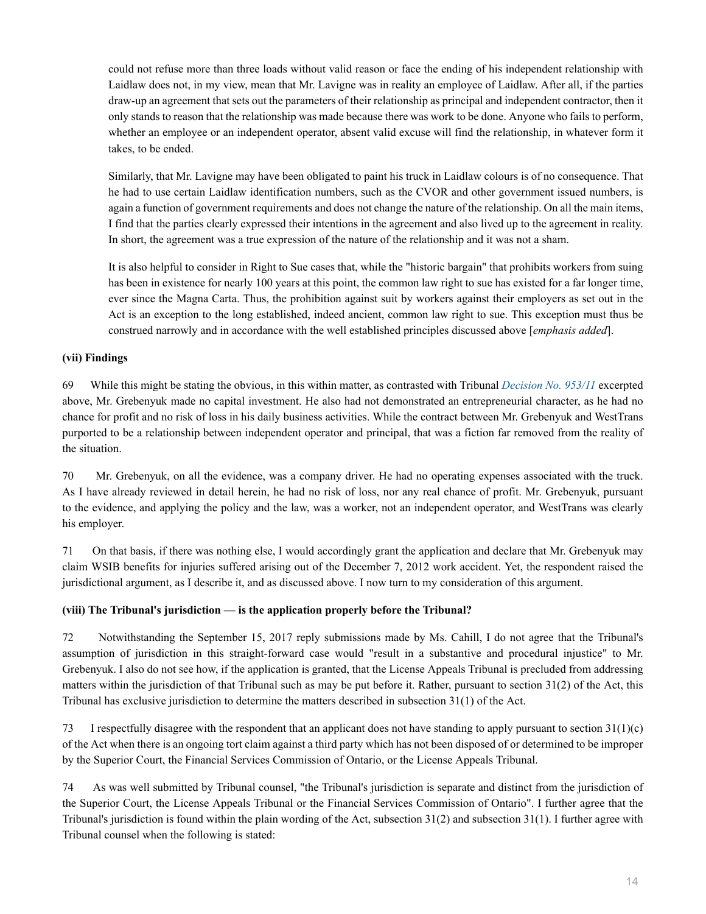> could not refuse more than three loads without valid reason or face the ending of his independent relationship with Laidlaw does not, in my view, mean that Mr. Lavigne was in reality an employee of Laidlaw. After all, if the parties draw-up an agreement that sets out the parameters of their relationship as principal and independent contractor, then it only stands to reason that the relationship was made because there was work to be done. Anyone who fails to perform, whether an employee or an independent operator, absent valid excuse will find the relationship, in whatever form it takes, to be ended.
>
> Similarly, that Mr. Lavigne may have been obligated to paint his truck in Laidlaw colours is of no consequence. That he had to use certain Laidlaw identification numbers, such as the CVOR and other government issued numbers, is again a function of government requirements and does not change the nature of the relationship. On all the main items, I find that the parties clearly expressed their intentions in the agreement and also lived up to the agreement in reality. In short, the agreement was a true expression of the nature of the relationship and it was not a sham.
>
> It is also helpful to consider in Right to Sue cases that, while the "historic bargain" that prohibits workers from suing has been in existence for nearly 100 years at this point, the common law right to sue has existed for a far longer time, ever since the Magna Carta. Thus, the prohibition against suit by workers against their employers as set out in the Act is an exception to the long established, indeed ancient, common law right to sue. This exception must thus be construed narrowly and in accordance with the well established principles discussed above [*emphasis added*].

**(vii) Findings**

69 While this might be stating the obvious, in this within matter, as contrasted with Tribunal *Decision No. 953/11* excerpted above, Mr. Grebenyuk made no capital investment. He also had not demonstrated an entrepreneurial character, as he had no chance for profit and no risk of loss in his daily business activities. While the contract between Mr. Grebenyuk and WestTrans purported to be a relationship between independent operator and principal, that was a fiction far removed from the reality of the situation.

70 Mr. Grebenyuk, on all the evidence, was a company driver. He had no operating expenses associated with the truck. As I have already reviewed in detail herein, he had no risk of loss, nor any real chance of profit. Mr. Grebenyuk, pursuant to the evidence, and applying the policy and the law, was a worker, not an independent operator, and WestTrans was clearly his employer.

71 On that basis, if there was nothing else, I would accordingly grant the application and declare that Mr. Grebenyuk may claim WSIB benefits for injuries suffered arising out of the December 7, 2012 work accident. Yet, the respondent raised the jurisdictional argument, as I describe it, and as discussed above. I now turn to my consideration of this argument.

**(viii) The Tribunal's jurisdiction — is the application properly before the Tribunal?**

72 Notwithstanding the September 15, 2017 reply submissions made by Ms. Cahill, I do not agree that the Tribunal's assumption of jurisdiction in this straight-forward case would "result in a substantive and procedural injustice" to Mr. Grebenyuk. I also do not see how, if the application is granted, that the License Appeals Tribunal is precluded from addressing matters within the jurisdiction of that Tribunal such as may be put before it. Rather, pursuant to section 31(2) of the Act, this Tribunal has exclusive jurisdiction to determine the matters described in subsection 31(1) of the Act.

73 I respectfully disagree with the respondent that an applicant does not have standing to apply pursuant to section 31(1)(c) of the Act when there is an ongoing tort claim against a third party which has not been disposed of or determined to be improper by the Superior Court, the Financial Services Commission of Ontario, or the License Appeals Tribunal.

74 As was well submitted by Tribunal counsel, "the Tribunal's jurisdiction is separate and distinct from the jurisdiction of the Superior Court, the License Appeals Tribunal or the Financial Services Commission of Ontario". I further agree that the Tribunal's jurisdiction is found within the plain wording of the Act, subsection 31(2) and subsection 31(1). I further agree with Tribunal counsel when the following is stated: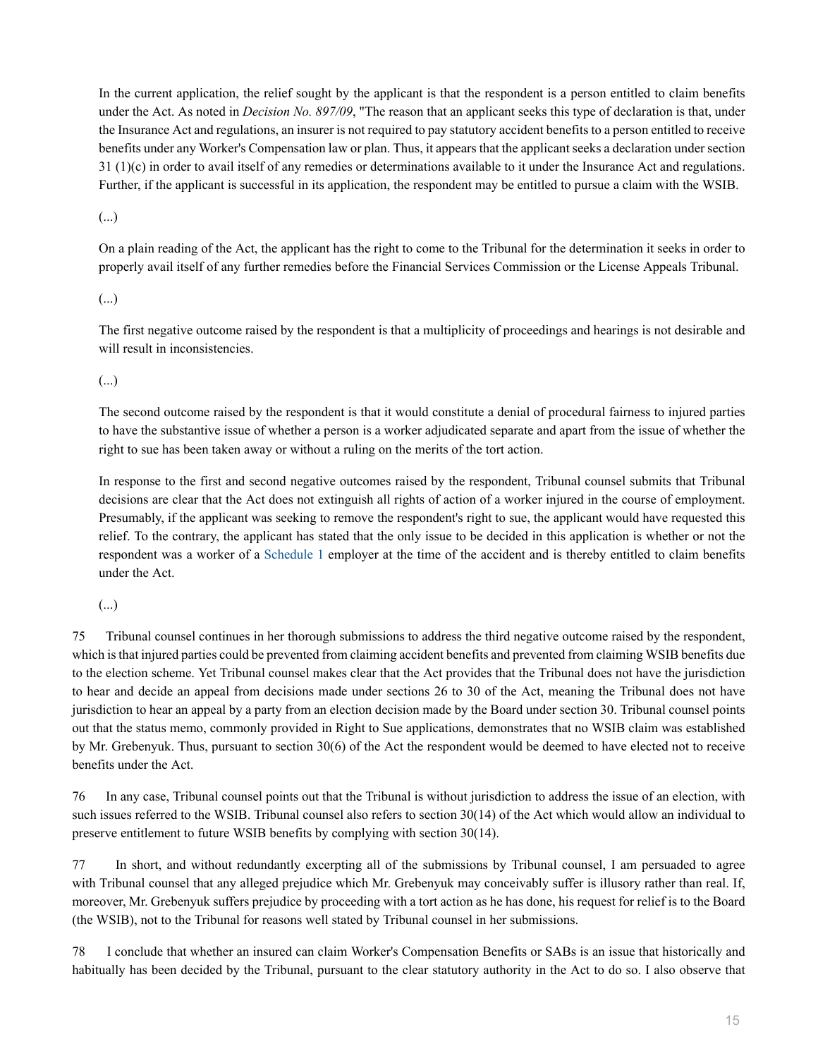> In the current application, the relief sought by the applicant is that the respondent is a person entitled to claim benefits under the Act. As noted in *Decision No. 897/09*, "The reason that an applicant seeks this type of declaration is that, under the Insurance Act and regulations, an insurer is not required to pay statutory accident benefits to a person entitled to receive benefits under any Worker's Compensation law or plan. Thus, it appears that the applicant seeks a declaration under section 31 (1)(c) in order to avail itself of any remedies or determinations available to it under the Insurance Act and regulations. Further, if the applicant is successful in its application, the respondent may be entitled to pursue a claim with the WSIB.
>
> (...)
>
> On a plain reading of the Act, the applicant has the right to come to the Tribunal for the determination it seeks in order to properly avail itself of any further remedies before the Financial Services Commission or the License Appeals Tribunal.
>
> (...)
>
> The first negative outcome raised by the respondent is that a multiplicity of proceedings and hearings is not desirable and will result in inconsistencies.
>
> (...)
>
> The second outcome raised by the respondent is that it would constitute a denial of procedural fairness to injured parties to have the substantive issue of whether a person is a worker adjudicated separate and apart from the issue of whether the right to sue has been taken away or without a ruling on the merits of the tort action.
>
> In response to the first and second negative outcomes raised by the respondent, Tribunal counsel submits that Tribunal decisions are clear that the Act does not extinguish all rights of action of a worker injured in the course of employment. Presumably, if the applicant was seeking to remove the respondent's right to sue, the applicant would have requested this relief. To the contrary, the applicant has stated that the only issue to be decided in this application is whether or not the respondent was a worker of a Schedule 1 employer at the time of the accident and is thereby entitled to claim benefits under the Act.
>
> (...)

75 Tribunal counsel continues in her thorough submissions to address the third negative outcome raised by the respondent, which is that injured parties could be prevented from claiming accident benefits and prevented from claiming WSIB benefits due to the election scheme. Yet Tribunal counsel makes clear that the Act provides that the Tribunal does not have the jurisdiction to hear and decide an appeal from decisions made under sections 26 to 30 of the Act, meaning the Tribunal does not have jurisdiction to hear an appeal by a party from an election decision made by the Board under section 30. Tribunal counsel points out that the status memo, commonly provided in Right to Sue applications, demonstrates that no WSIB claim was established by Mr. Grebenyuk. Thus, pursuant to section 30(6) of the Act the respondent would be deemed to have elected not to receive benefits under the Act.

76 In any case, Tribunal counsel points out that the Tribunal is without jurisdiction to address the issue of an election, with such issues referred to the WSIB. Tribunal counsel also refers to section 30(14) of the Act which would allow an individual to preserve entitlement to future WSIB benefits by complying with section 30(14).

77 In short, and without redundantly excerpting all of the submissions by Tribunal counsel, I am persuaded to agree with Tribunal counsel that any alleged prejudice which Mr. Grebenyuk may conceivably suffer is illusory rather than real. If, moreover, Mr. Grebenyuk suffers prejudice by proceeding with a tort action as he has done, his request for relief is to the Board (the WSIB), not to the Tribunal for reasons well stated by Tribunal counsel in her submissions.

78 I conclude that whether an insured can claim Worker's Compensation Benefits or SABs is an issue that historically and habitually has been decided by the Tribunal, pursuant to the clear statutory authority in the Act to do so. I also observe that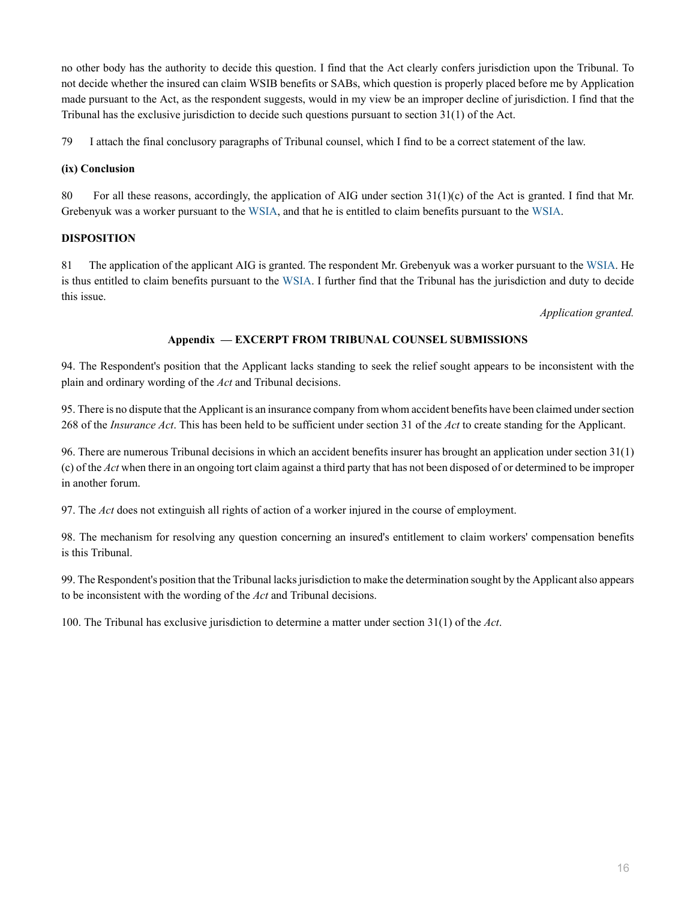no other body has the authority to decide this question. I find that the Act clearly confers jurisdiction upon the Tribunal. To not decide whether the insured can claim WSIB benefits or SABs, which question is properly placed before me by Application made pursuant to the Act, as the respondent suggests, would in my view be an improper decline of jurisdiction. I find that the Tribunal has the exclusive jurisdiction to decide such questions pursuant to section 31(1) of the Act.

79 I attach the final conclusory paragraphs of Tribunal counsel, which I find to be a correct statement of the law.

**(ix) Conclusion**

80 For all these reasons, accordingly, the application of AIG under section 31(1)(c) of the Act is granted. I find that Mr. Grebenyuk was a worker pursuant to the WSIA, and that he is entitled to claim benefits pursuant to the WSIA.

**DISPOSITION**

81 The application of the applicant AIG is granted. The respondent Mr. Grebenyuk was a worker pursuant to the WSIA. He is thus entitled to claim benefits pursuant to the WSIA. I further find that the Tribunal has the jurisdiction and duty to decide this issue.

*Application granted.*

**Appendix — EXCERPT FROM TRIBUNAL COUNSEL SUBMISSIONS**

94. The Respondent's position that the Applicant lacks standing to seek the relief sought appears to be inconsistent with the plain and ordinary wording of the *Act* and Tribunal decisions.

95. There is no dispute that the Applicant is an insurance company from whom accident benefits have been claimed under section 268 of the *Insurance Act*. This has been held to be sufficient under section 31 of the *Act* to create standing for the Applicant.

96. There are numerous Tribunal decisions in which an accident benefits insurer has brought an application under section 31(1)(c) of the *Act* when there in an ongoing tort claim against a third party that has not been disposed of or determined to be improper in another forum.

97. The *Act* does not extinguish all rights of action of a worker injured in the course of employment.

98. The mechanism for resolving any question concerning an insured's entitlement to claim workers' compensation benefits is this Tribunal.

99. The Respondent's position that the Tribunal lacks jurisdiction to make the determination sought by the Applicant also appears to be inconsistent with the wording of the *Act* and Tribunal decisions.

100. The Tribunal has exclusive jurisdiction to determine a matter under section 31(1) of the *Act*.